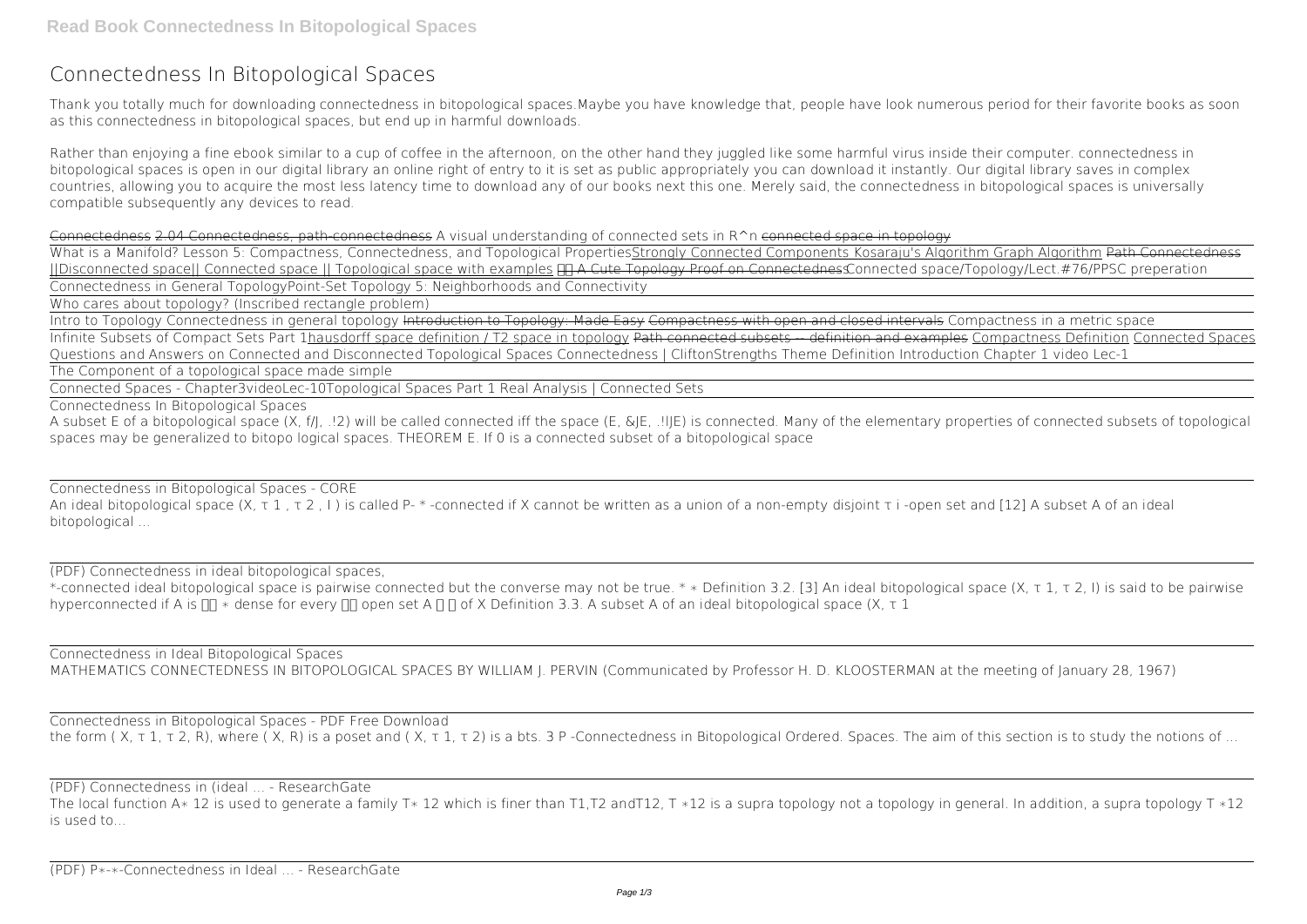# Connectedness In Bitopological Spaces

Thank you totally much for downloading connectedness in bitopological spaces.Maybe you have knowledge that, people have look numerous period for their favorite books as soon as this connectedness in bitopological spaces, but end up in harmful downloads.

Rather than enjoying a fine ebook similar to a cup of coffee in the afternoon, on the other hand they juggled like some harmful virus inside their computer. connectedness in bitopological spaces is open in our digital library an online right of entry to it is set as public appropriately you can download it instantly. Our digital library saves in complex countries, allowing you to acquire the most less latency time to download any of our books next this one. Merely said, the connectedness in bitopological spaces is universally compatible subsequently any devices to read.

~~Connectedness~~ ~~2.04 Connectedness, path-connectedness~~ A visual understanding of connected sets in R^n ~~connected space in topology~~

What is a Manifold? Lesson 5: Compactness, Connectedness, and Topological Properties Strongly Connected Components Kosaraju's Algorithm Graph Algorithm ~~Path Connectedness~~ ||Disconnected space|| Connected space || Topological space with examples ~~A Cute Topology Proof on Connectedness~~ Connected space/Topology/Lect.#76/PPSC preperation

Connectedness in General Topology Point-Set Topology 5: Neighborhoods and Connectivity

Who cares about topology? (Inscribed rectangle problem)

Intro to Topology Connectedness in general topology ~~Introduction to Topology: Made Easy~~ ~~Compactness with open and closed intervals~~ Compactness in a metric space

Infinite Subsets of Compact Sets Part 1 hausdorff space definition / T2 space in topology ~~Path connected subsets -- definition and examples~~ Compactness Definition Connected Spaces Questions and Answers on Connected and Disconnected Topological Spaces Connectedness | CliftonStrengths Theme Definition Introduction Chapter 1 video Lec-1

The Component of a topological space made simple

Connected Spaces - Chapter3videoLec-10 Topological Spaces Part 1 Real Analysis | Connected Sets

Connectedness In Bitopological Spaces

A subset E of a bitopological space (X, f/J, .!2) will be called connected iff the space (E, &IE, .!IJE) is connected. Many of the elementary properties of connected subsets of topological spaces may be generalized to bitopo logical spaces. THEOREM E. If 0 is a connected subset of a bitopological space

Connectedness in Bitopological Spaces - CORE

An ideal bitopological space (X, τ 1 , τ 2 , I ) is called P- * -connected if X cannot be written as a union of a non-empty disjoint τ i -open set and [12] A subset A of an ideal bitopological ...

(PDF) Connectedness in ideal bitopological spaces,

*-connected ideal bitopological space is pairwise connected but the converse may not be true. * ∗ Definition 3.2. [3] An ideal bitopological space (X, τ 1, τ 2, I) is said to be pairwise hyperconnected if A is ∗ dense for every open set A of X Definition 3.3. A subset A of an ideal bitopological space (X, τ 1

Connectedness in Ideal Bitopological Spaces

MATHEMATICS CONNECTEDNESS IN BITOPOLOGICAL SPACES BY WILLIAM J. PERVIN (Communicated by Professor H. D. KLOOSTERMAN at the meeting of January 28, 1967)

Connectedness in Bitopological Spaces - PDF Free Download

the form ( X, τ 1, τ 2, R), where ( X, R) is a poset and ( X, τ 1, τ 2) is a bts. 3 P -Connectedness in Bitopological Ordered. Spaces. The aim of this section is to study the notions of ...

(PDF) Connectedness in (ideal ... - ResearchGate

The local function A∗ 12 is used to generate a family T∗ 12 which is finer than T1,T2 andT12, T ∗12 is a supra topology not a topology in general. In addition, a supra topology T ∗12 is used to...

(PDF) P∗-∗-Connectedness in Ideal ... - ResearchGate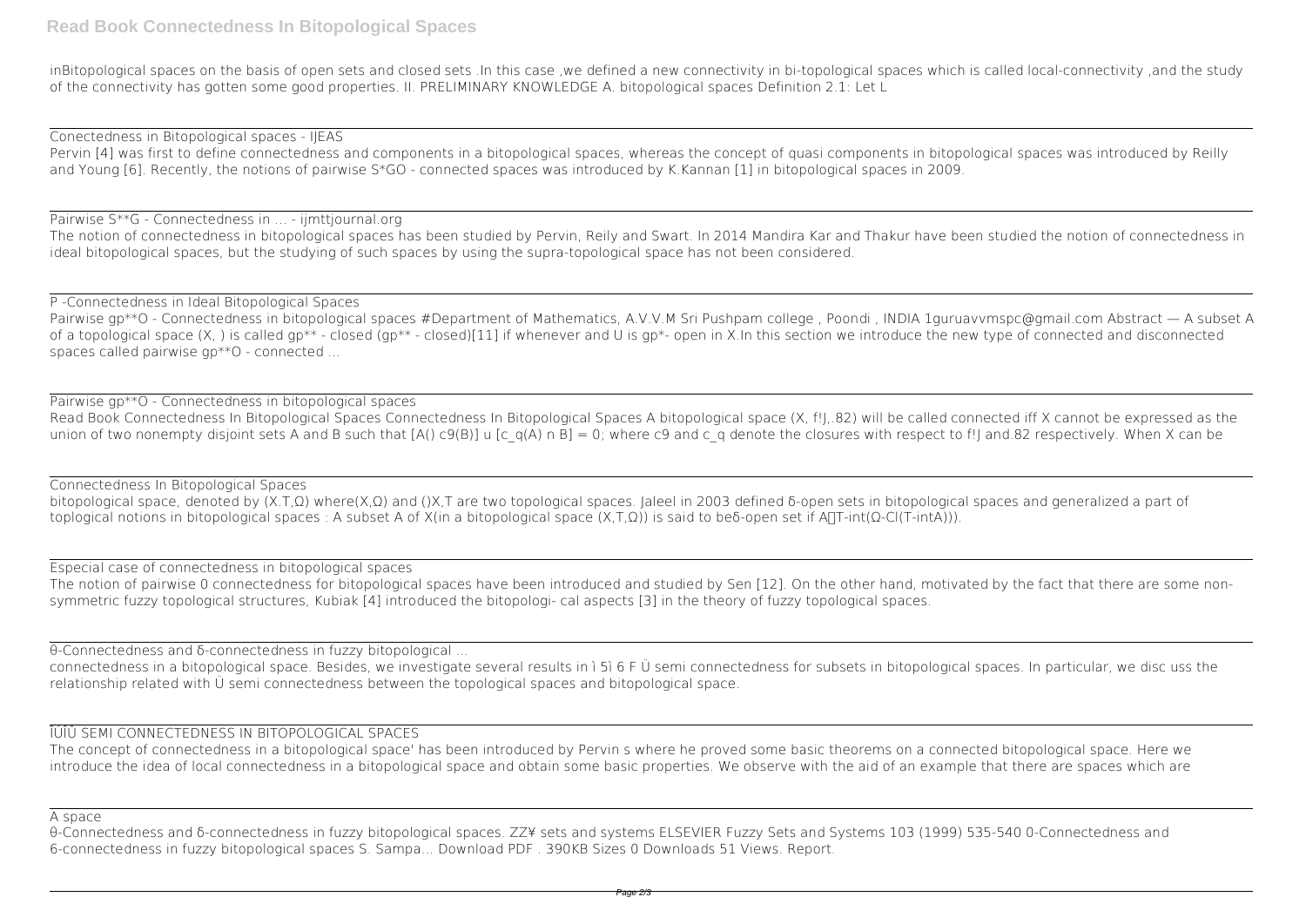inBitopological spaces on the basis of open sets and closed sets .In this case ,we defined a new connectivity in bi-topological spaces which is called local-connectivity ,and the study of the connectivity has gotten some good properties. II. PRELIMINARY KNOWLEDGE A. bitopological spaces Definition 2.1: Let L

---

Conectedness in Bitopological spaces - IJEAS

Pervin [4] was first to define connectedness and components in a bitopological spaces, whereas the concept of quasi components in bitopological spaces was introduced by Reilly and Young [6]. Recently, the notions of pairwise S*GO - connected spaces was introduced by K.Kannan [1] in bitopological spaces in 2009.

---

Pairwise S**G - Connectedness in ... - ijmttjournal.org

The notion of connectedness in bitopological spaces has been studied by Pervin, Reily and Swart. In 2014 Mandira Kar and Thakur have been studied the notion of connectedness in ideal bitopological spaces, but the studying of such spaces by using the supra-topological space has not been considered.

---

P -Connectedness in Ideal Bitopological Spaces

Pairwise gp**O - Connectedness in bitopological spaces #Department of Mathematics, A.V.V.M Sri Pushpam college , Poondi , INDIA 1guruavvmspc@gmail.com Abstract — A subset A of a topological space (X, ) is called gp** - closed (gp** - closed)[11] if whenever and U is gp*- open in X.In this section we introduce the new type of connected and disconnected spaces called pairwise gp**O - connected ...

---

Pairwise gp**O - Connectedness in bitopological spaces

Read Book Connectedness In Bitopological Spaces Connectedness In Bitopological Spaces A bitopological space (X, f!J,.82) will be called connected iff X cannot be expressed as the union of two nonempty disjoint sets A and B such that [A() c9(B)] u [c_q(A) n B] = 0; where c9 and c_q denote the closures with respect to f!J and.82 respectively. When X can be

---

Connectedness In Bitopological Spaces

bitopological space, denoted by (X.T,Ω) where(X,Ω) and ()X,T are two topological spaces. Jaleel in 2003 defined δ-open sets in bitopological spaces and generalized a part of toplogical notions in bitopological spaces : A subset A of X(in a bitopological space (X,T,Ω)) is said to beδ-open set if A⊆T-int(Ω-Cl(T-intA))).

---

Especial case of connectedness in bitopological spaces

The notion of pairwise 0 connectedness for bitopological spaces have been introduced and studied by Sen [12]. On the other hand, motivated by the fact that there are some non-symmetric fuzzy topological structures, Kubiak [4] introduced the bitopologi- cal aspects [3] in the theory of fuzzy topological spaces.

---

θ-Connectedness and δ-connectedness in fuzzy bitopological ...

connectedness in a bitopological space. Besides, we investigate several results in ì 5ì 6 F Ü semi connectedness for subsets in bitopological spaces. In particular, we disc uss the relationship related with Ü semi connectedness between the topological spaces and bitopological space.

---

ÎÚÎÛ SEMI CONNECTEDNESS IN BITOPOLOGICAL SPACES

The concept of connectedness in a bitopological space' has been introduced by Pervin s where he proved some basic theorems on a connected bitopological space. Here we introduce the idea of local connectedness in a bitopological space and obtain some basic properties. We observe with the aid of an example that there are spaces which are

---

A space

θ-Connectedness and δ-connectedness in fuzzy bitopological spaces. ZZ¥ sets and systems ELSEVIER Fuzzy Sets and Systems 103 (1999) 535-540 0-Connectedness and 6-connectedness in fuzzy bitopological spaces S. Sampa... Download PDF . 390KB Sizes 0 Downloads 51 Views. Report.

---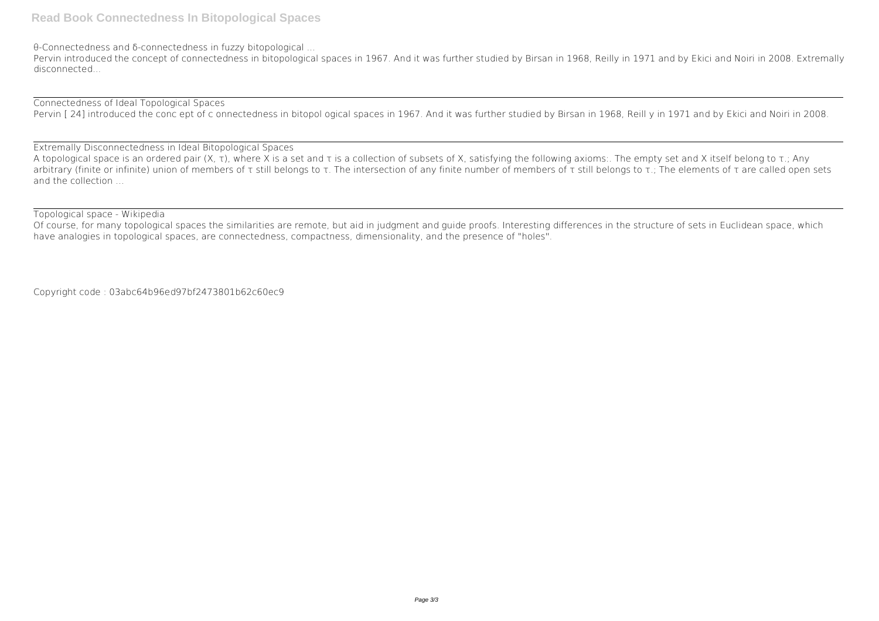θ-Connectedness and δ-connectedness in fuzzy bitopological ...

Pervin introduced the concept of connectedness in bitopological spaces in 1967. And it was further studied by Birsan in 1968, Reilly in 1971 and by Ekici and Noiri in 2008. Extremally disconnected...

Connectedness of Ideal Topological Spaces

Pervin [ 24] introduced the conc ept of c onnectedness in bitopol ogical spaces in 1967. And it was further studied by Birsan in 1968, Reill y in 1971 and by Ekici and Noiri in 2008.

Extremally Disconnectedness in Ideal Bitopological Spaces

A topological space is an ordered pair (X, τ), where X is a set and τ is a collection of subsets of X, satisfying the following axioms:. The empty set and X itself belong to τ.; Any arbitrary (finite or infinite) union of members of τ still belongs to τ. The intersection of any finite number of members of τ still belongs to τ.; The elements of τ are called open sets and the collection ...

Topological space - Wikipedia

Of course, for many topological spaces the similarities are remote, but aid in judgment and guide proofs. Interesting differences in the structure of sets in Euclidean space, which have analogies in topological spaces, are connectedness, compactness, dimensionality, and the presence of "holes".

Copyright code : 03abc64b96ed97bf2473801b62c60ec9